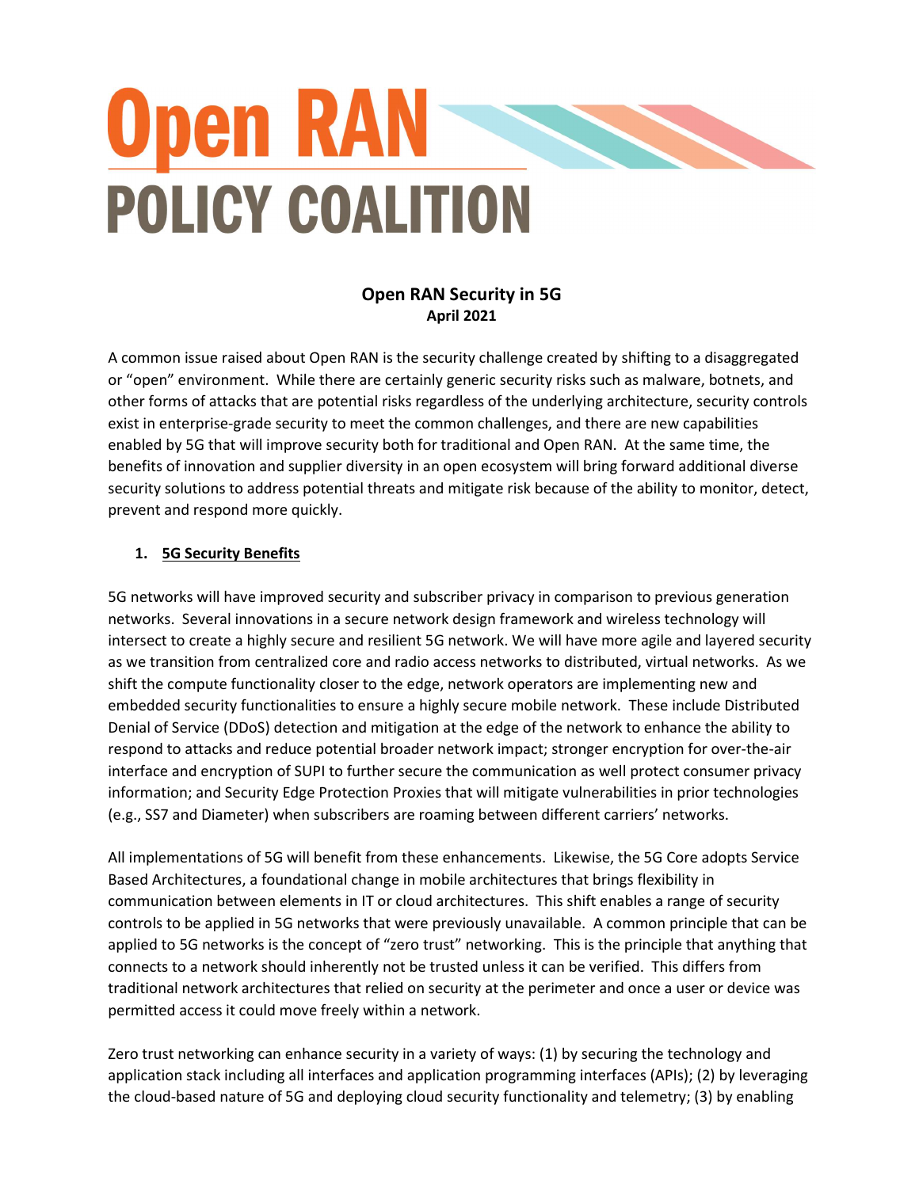# Open RAN POLICY COALITION

## Open RAN Security in 5G

**April 2021**

A common issue raised about Open RAN is the security challenge created by shifting to a disaggregated or "open" environment. While there are certainly generic security risks such as malware, botnets, and other forms of attacks that are potential risks regardless of the underlying architecture, security controls exist in enterprise-grade security to meet the common challenges, and there are new capabilities enabled by 5G that will improve security both for traditional and Open RAN. At the same time, the benefits of innovation and supplier diversity in an open ecosystem will bring forward additional diverse security solutions to address potential threats and mitigate risk because of the ability to monitor, detect, prevent and respond more quickly.

### 1. <u>5G Security Benefits</u>

5G networks will have improved security and subscriber privacy in comparison to previous generation networks. Several innovations in a secure network design framework and wireless technology will intersect to create a highly secure and resilient 5G network. We will have more agile and layered security as we transition from centralized core and radio access networks to distributed, virtual networks. As we shift the compute functionality closer to the edge, network operators are implementing new and embedded security functionalities to ensure a highly secure mobile network. These include Distributed Denial of Service (DDoS) detection and mitigation at the edge of the network to enhance the ability to respond to attacks and reduce potential broader network impact; stronger encryption for over-the-air interface and encryption of SUPI to further secure the communication as well protect consumer privacy information; and Security Edge Protection Proxies that will mitigate vulnerabilities in prior technologies (e.g., SS7 and Diameter) when subscribers are roaming between different carriers' networks.

All implementations of 5G will benefit from these enhancements. Likewise, the 5G Core adopts Service Based Architectures, a foundational change in mobile architectures that brings flexibility in communication between elements in IT or cloud architectures. This shift enables a range of security controls to be applied in 5G networks that were previously unavailable. A common principle that can be applied to 5G networks is the concept of "zero trust" networking. This is the principle that anything that connects to a network should inherently not be trusted unless it can be verified. This differs from traditional network architectures that relied on security at the perimeter and once a user or device was permitted access it could move freely within a network.

Zero trust networking can enhance security in a variety of ways: (1) by securing the technology and application stack including all interfaces and application programming interfaces (APIs); (2) by leveraging the cloud-based nature of 5G and deploying cloud security functionality and telemetry; (3) by enabling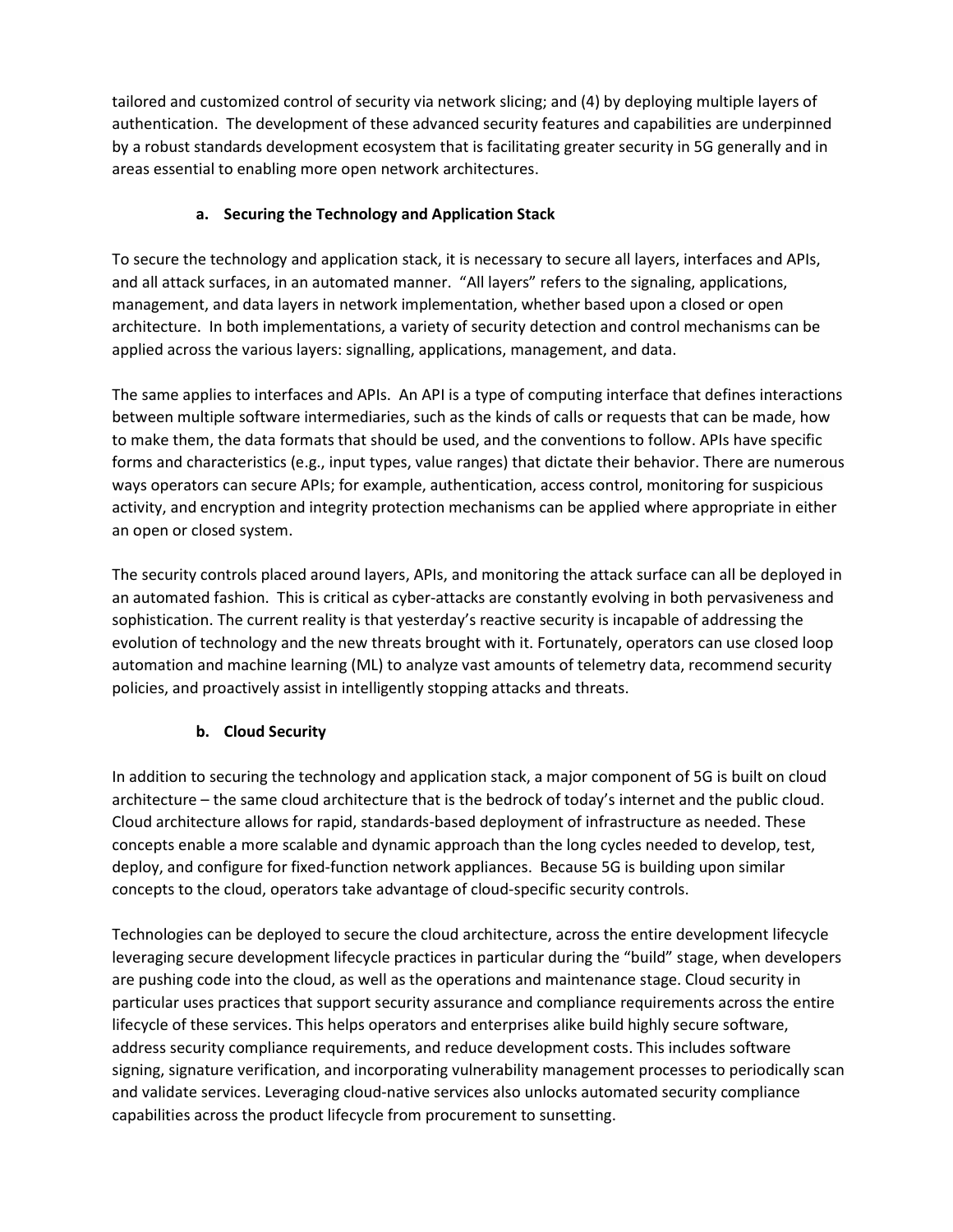tailored and customized control of security via network slicing; and (4) by deploying multiple layers of authentication. The development of these advanced security features and capabilities are underpinned by a robust standards development ecosystem that is facilitating greater security in 5G generally and in areas essential to enabling more open network architectures.

### a. Securing the Technology and Application Stack

To secure the technology and application stack, it is necessary to secure all layers, interfaces and APIs, and all attack surfaces, in an automated manner. "All layers" refers to the signaling, applications, management, and data layers in network implementation, whether based upon a closed or open architecture. In both implementations, a variety of security detection and control mechanisms can be applied across the various layers: signalling, applications, management, and data.

The same applies to interfaces and APIs. An API is a type of computing interface that defines interactions between multiple software intermediaries, such as the kinds of calls or requests that can be made, how to make them, the data formats that should be used, and the conventions to follow. APIs have specific forms and characteristics (e.g., input types, value ranges) that dictate their behavior. There are numerous ways operators can secure APIs; for example, authentication, access control, monitoring for suspicious activity, and encryption and integrity protection mechanisms can be applied where appropriate in either an open or closed system.

The security controls placed around layers, APIs, and monitoring the attack surface can all be deployed in an automated fashion. This is critical as cyber-attacks are constantly evolving in both pervasiveness and sophistication. The current reality is that yesterday's reactive security is incapable of addressing the evolution of technology and the new threats brought with it. Fortunately, operators can use closed loop automation and machine learning (ML) to analyze vast amounts of telemetry data, recommend security policies, and proactively assist in intelligently stopping attacks and threats.

### b. Cloud Security

In addition to securing the technology and application stack, a major component of 5G is built on cloud architecture – the same cloud architecture that is the bedrock of today's internet and the public cloud. Cloud architecture allows for rapid, standards-based deployment of infrastructure as needed. These concepts enable a more scalable and dynamic approach than the long cycles needed to develop, test, deploy, and configure for fixed-function network appliances. Because 5G is building upon similar concepts to the cloud, operators take advantage of cloud-specific security controls.

Technologies can be deployed to secure the cloud architecture, across the entire development lifecycle leveraging secure development lifecycle practices in particular during the "build" stage, when developers are pushing code into the cloud, as well as the operations and maintenance stage. Cloud security in particular uses practices that support security assurance and compliance requirements across the entire lifecycle of these services. This helps operators and enterprises alike build highly secure software, address security compliance requirements, and reduce development costs. This includes software signing, signature verification, and incorporating vulnerability management processes to periodically scan and validate services. Leveraging cloud-native services also unlocks automated security compliance capabilities across the product lifecycle from procurement to sunsetting.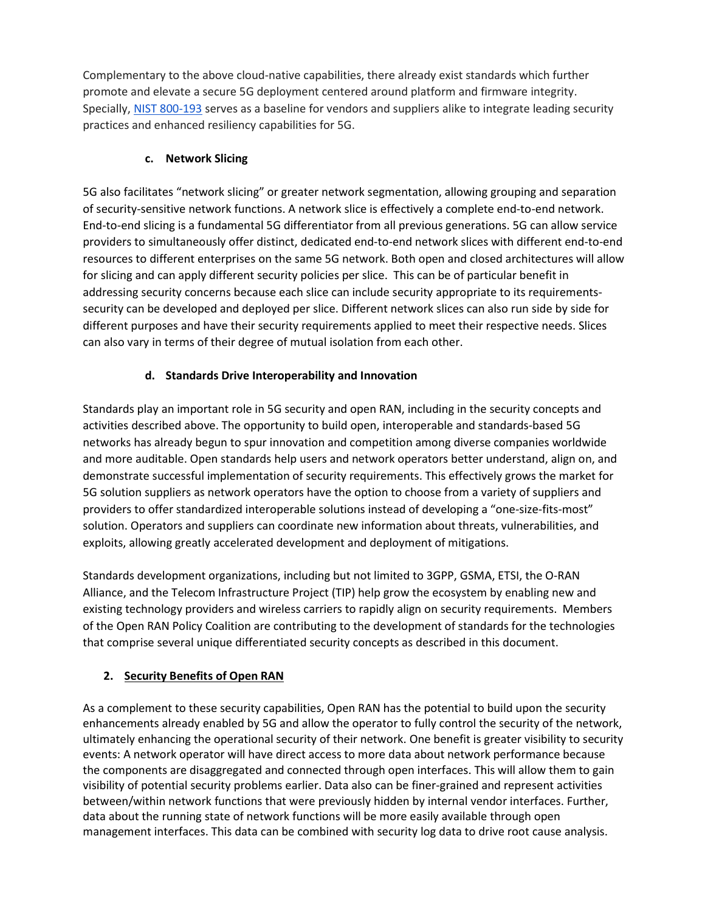Complementary to the above cloud-native capabilities, there already exist standards which further promote and elevate a secure 5G deployment centered around platform and firmware integrity. Specially, [NIST 800-193](NIST 800-193) serves as a baseline for vendors and suppliers alike to integrate leading security practices and enhanced resiliency capabilities for 5G.

### c. Network Slicing

5G also facilitates "network slicing" or greater network segmentation, allowing grouping and separation of security-sensitive network functions. A network slice is effectively a complete end-to-end network. End-to-end slicing is a fundamental 5G differentiator from all previous generations. 5G can allow service providers to simultaneously offer distinct, dedicated end-to-end network slices with different end-to-end resources to different enterprises on the same 5G network. Both open and closed architectures will allow for slicing and can apply different security policies per slice. This can be of particular benefit in addressing security concerns because each slice can include security appropriate to its requirements-security can be developed and deployed per slice. Different network slices can also run side by side for different purposes and have their security requirements applied to meet their respective needs. Slices can also vary in terms of their degree of mutual isolation from each other.

### d. Standards Drive Interoperability and Innovation

Standards play an important role in 5G security and open RAN, including in the security concepts and activities described above. The opportunity to build open, interoperable and standards-based 5G networks has already begun to spur innovation and competition among diverse companies worldwide and more auditable. Open standards help users and network operators better understand, align on, and demonstrate successful implementation of security requirements. This effectively grows the market for 5G solution suppliers as network operators have the option to choose from a variety of suppliers and providers to offer standardized interoperable solutions instead of developing a "one-size-fits-most" solution. Operators and suppliers can coordinate new information about threats, vulnerabilities, and exploits, allowing greatly accelerated development and deployment of mitigations.

Standards development organizations, including but not limited to 3GPP, GSMA, ETSI, the O-RAN Alliance, and the Telecom Infrastructure Project (TIP) help grow the ecosystem by enabling new and existing technology providers and wireless carriers to rapidly align on security requirements. Members of the Open RAN Policy Coalition are contributing to the development of standards for the technologies that comprise several unique differentiated security concepts as described in this document.

## 2. Security Benefits of Open RAN

As a complement to these security capabilities, Open RAN has the potential to build upon the security enhancements already enabled by 5G and allow the operator to fully control the security of the network, ultimately enhancing the operational security of their network. One benefit is greater visibility to security events: A network operator will have direct access to more data about network performance because the components are disaggregated and connected through open interfaces. This will allow them to gain visibility of potential security problems earlier. Data also can be finer-grained and represent activities between/within network functions that were previously hidden by internal vendor interfaces. Further, data about the running state of network functions will be more easily available through open management interfaces. This data can be combined with security log data to drive root cause analysis.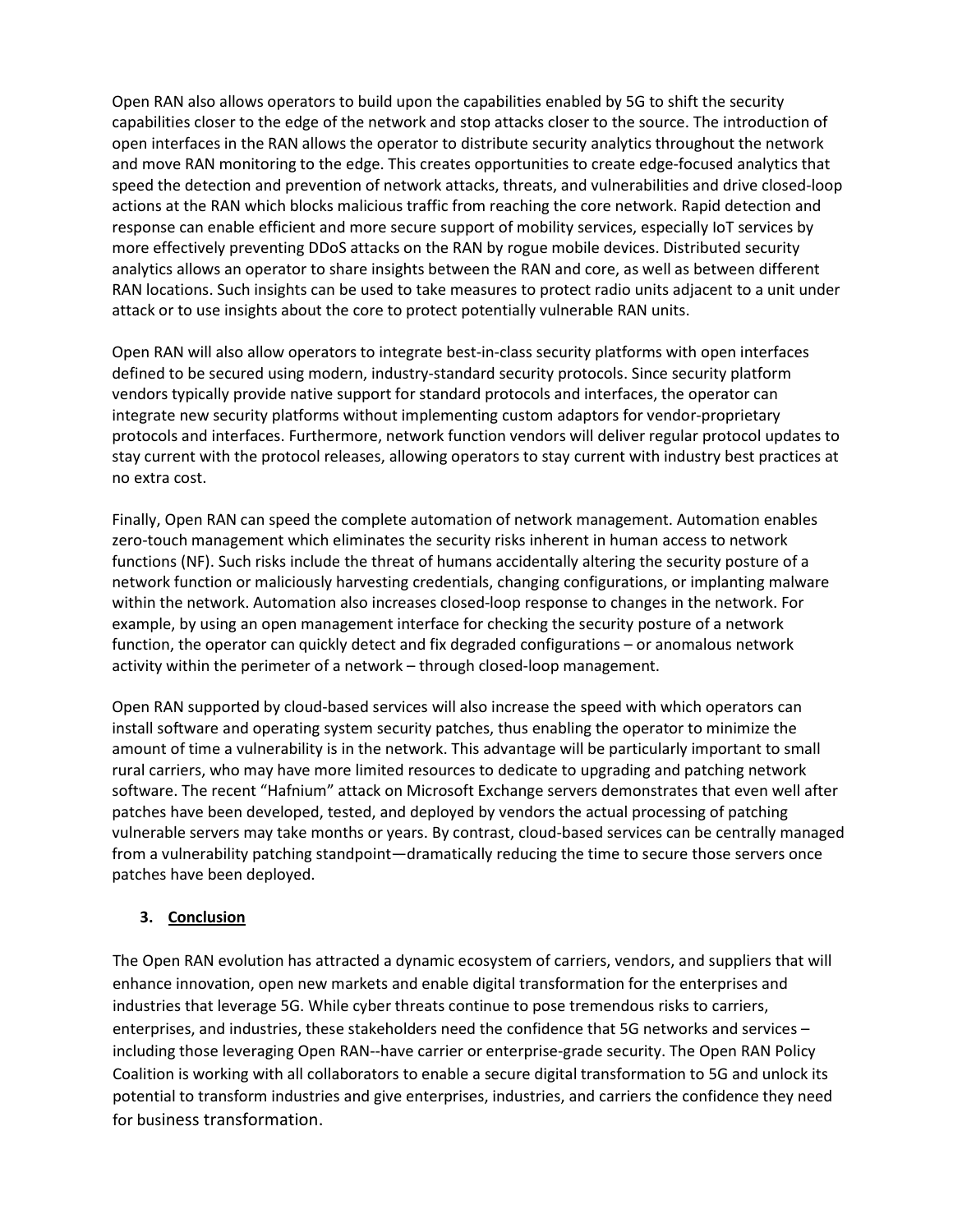Open RAN also allows operators to build upon the capabilities enabled by 5G to shift the security capabilities closer to the edge of the network and stop attacks closer to the source. The introduction of open interfaces in the RAN allows the operator to distribute security analytics throughout the network and move RAN monitoring to the edge. This creates opportunities to create edge-focused analytics that speed the detection and prevention of network attacks, threats, and vulnerabilities and drive closed-loop actions at the RAN which blocks malicious traffic from reaching the core network. Rapid detection and response can enable efficient and more secure support of mobility services, especially IoT services by more effectively preventing DDoS attacks on the RAN by rogue mobile devices. Distributed security analytics allows an operator to share insights between the RAN and core, as well as between different RAN locations. Such insights can be used to take measures to protect radio units adjacent to a unit under attack or to use insights about the core to protect potentially vulnerable RAN units.

Open RAN will also allow operators to integrate best-in-class security platforms with open interfaces defined to be secured using modern, industry-standard security protocols. Since security platform vendors typically provide native support for standard protocols and interfaces, the operator can integrate new security platforms without implementing custom adaptors for vendor-proprietary protocols and interfaces. Furthermore, network function vendors will deliver regular protocol updates to stay current with the protocol releases, allowing operators to stay current with industry best practices at no extra cost.

Finally, Open RAN can speed the complete automation of network management. Automation enables zero-touch management which eliminates the security risks inherent in human access to network functions (NF). Such risks include the threat of humans accidentally altering the security posture of a network function or maliciously harvesting credentials, changing configurations, or implanting malware within the network. Automation also increases closed-loop response to changes in the network. For example, by using an open management interface for checking the security posture of a network function, the operator can quickly detect and fix degraded configurations – or anomalous network activity within the perimeter of a network – through closed-loop management.

Open RAN supported by cloud-based services will also increase the speed with which operators can install software and operating system security patches, thus enabling the operator to minimize the amount of time a vulnerability is in the network. This advantage will be particularly important to small rural carriers, who may have more limited resources to dedicate to upgrading and patching network software. The recent "Hafnium" attack on Microsoft Exchange servers demonstrates that even well after patches have been developed, tested, and deployed by vendors the actual processing of patching vulnerable servers may take months or years. By contrast, cloud-based services can be centrally managed from a vulnerability patching standpoint—dramatically reducing the time to secure those servers once patches have been deployed.

## 3. Conclusion

The Open RAN evolution has attracted a dynamic ecosystem of carriers, vendors, and suppliers that will enhance innovation, open new markets and enable digital transformation for the enterprises and industries that leverage 5G. While cyber threats continue to pose tremendous risks to carriers, enterprises, and industries, these stakeholders need the confidence that 5G networks and services – including those leveraging Open RAN--have carrier or enterprise-grade security. The Open RAN Policy Coalition is working with all collaborators to enable a secure digital transformation to 5G and unlock its potential to transform industries and give enterprises, industries, and carriers the confidence they need for business transformation.